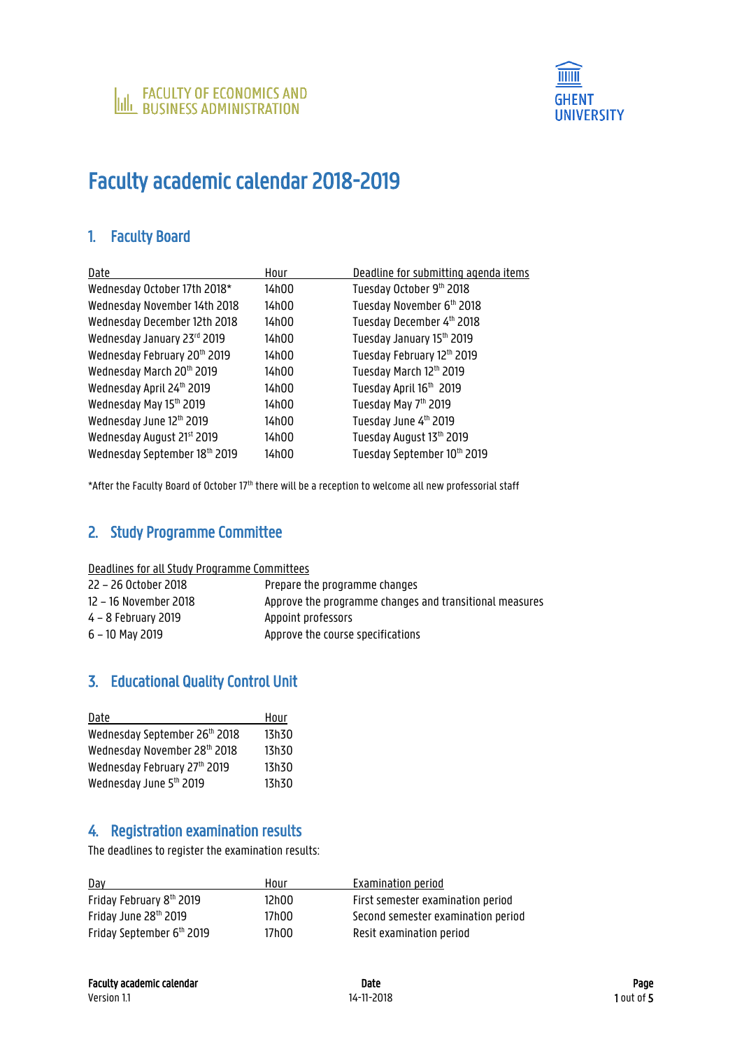FACULTY OF ECONOMICS AND BUSINESS ADMINISTRATION

GHENT UNIVERSITY

# Faculty academic calendar 2018-2019

## 1. Faculty Board

| Date | Hour | Deadline for submitting agenda items |
|---|---|---|
| Wednesday October 17th 2018* | 14h00 | Tuesday October 9th 2018 |
| Wednesday November 14th 2018 | 14h00 | Tuesday November 6th 2018 |
| Wednesday December 12th 2018 | 14h00 | Tuesday December 4th 2018 |
| Wednesday January 23rd 2019 | 14h00 | Tuesday January 15th 2019 |
| Wednesday February 20th 2019 | 14h00 | Tuesday February 12th 2019 |
| Wednesday March 20th 2019 | 14h00 | Tuesday March 12th 2019 |
| Wednesday April 24th 2019 | 14h00 | Tuesday April 16th 2019 |
| Wednesday May 15th 2019 | 14h00 | Tuesday May 7th 2019 |
| Wednesday June 12th 2019 | 14h00 | Tuesday June 4th 2019 |
| Wednesday August 21st 2019 | 14h00 | Tuesday August 13th 2019 |
| Wednesday September 18th 2019 | 14h00 | Tuesday September 10th 2019 |

*After the Faculty Board of October 17th there will be a reception to welcome all new professorial staff

## 2. Study Programme Committee

| Deadlines for all Study Programme Committees | |
|---|---|
| 22 – 26 October 2018 | Prepare the programme changes |
| 12 – 16 November 2018 | Approve the programme changes and transitional measures |
| 4 – 8 February 2019 | Appoint professors |
| 6 – 10 May 2019 | Approve the course specifications |

## 3. Educational Quality Control Unit

| Date | Hour |
|---|---|
| Wednesday September 26th 2018 | 13h30 |
| Wednesday November 28th 2018 | 13h30 |
| Wednesday February 27th 2019 | 13h30 |
| Wednesday June 5th 2019 | 13h30 |

## 4. Registration examination results

The deadlines to register the examination results:

| Day | Hour | Examination period |
|---|---|---|
| Friday February 8th 2019 | 12h00 | First semester examination period |
| Friday June 28th 2019 | 17h00 | Second semester examination period |
| Friday September 6th 2019 | 17h00 | Resit examination period |

Faculty academic calendar
Version 1.1

Date
14-11-2018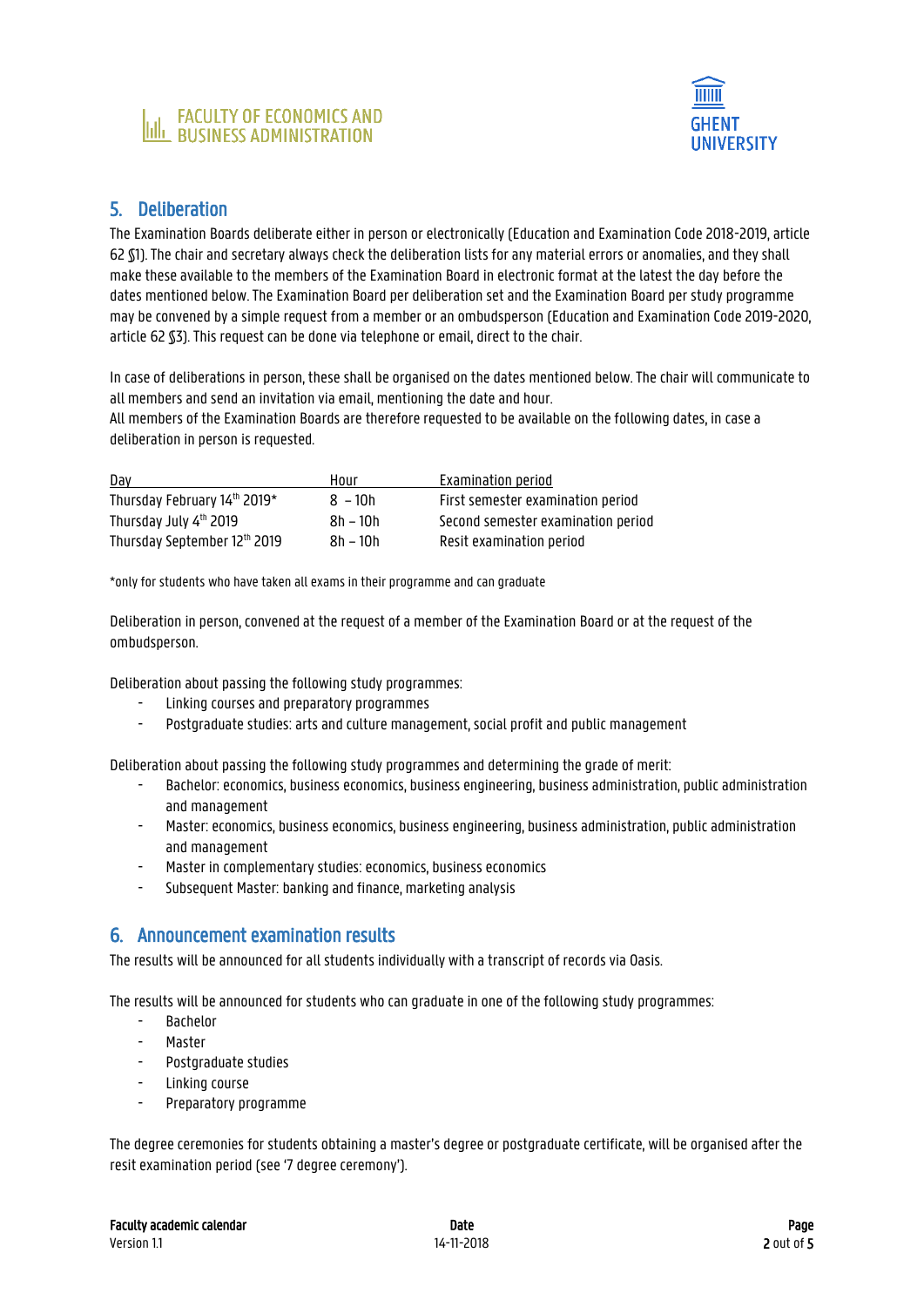## 5. Deliberation

The Examination Boards deliberate either in person or electronically (Education and Examination Code 2018-2019, article 62 §1). The chair and secretary always check the deliberation lists for any material errors or anomalies, and they shall make these available to the members of the Examination Board in electronic format at the latest the day before the dates mentioned below. The Examination Board per deliberation set and the Examination Board per study programme may be convened by a simple request from a member or an ombudsperson (Education and Examination Code 2019-2020, article 62 §3). This request can be done via telephone or email, direct to the chair.

In case of deliberations in person, these shall be organised on the dates mentioned below. The chair will communicate to all members and send an invitation via email, mentioning the date and hour.
All members of the Examination Boards are therefore requested to be available on the following dates, in case a deliberation in person is requested.

| Day | Hour | Examination period |
|---|---|---|
| Thursday February 14th 2019* | 8 – 10h | First semester examination period |
| Thursday July 4th 2019 | 8h – 10h | Second semester examination period |
| Thursday September 12th 2019 | 8h – 10h | Resit examination period |

*only for students who have taken all exams in their programme and can graduate

Deliberation in person, convened at the request of a member of the Examination Board or at the request of the ombudsperson.

Deliberation about passing the following study programmes:

- Linking courses and preparatory programmes
- Postgraduate studies: arts and culture management, social profit and public management

Deliberation about passing the following study programmes and determining the grade of merit:

- Bachelor: economics, business economics, business engineering, business administration, public administration and management
- Master: economics, business economics, business engineering, business administration, public administration and management
- Master in complementary studies: economics, business economics
- Subsequent Master: banking and finance, marketing analysis

## 6. Announcement examination results

The results will be announced for all students individually with a transcript of records via Oasis.

The results will be announced for students who can graduate in one of the following study programmes:

- Bachelor
- Master
- Postgraduate studies
- Linking course
- Preparatory programme

The degree ceremonies for students obtaining a master's degree or postgraduate certificate, will be organised after the resit examination period (see '7 degree ceremony').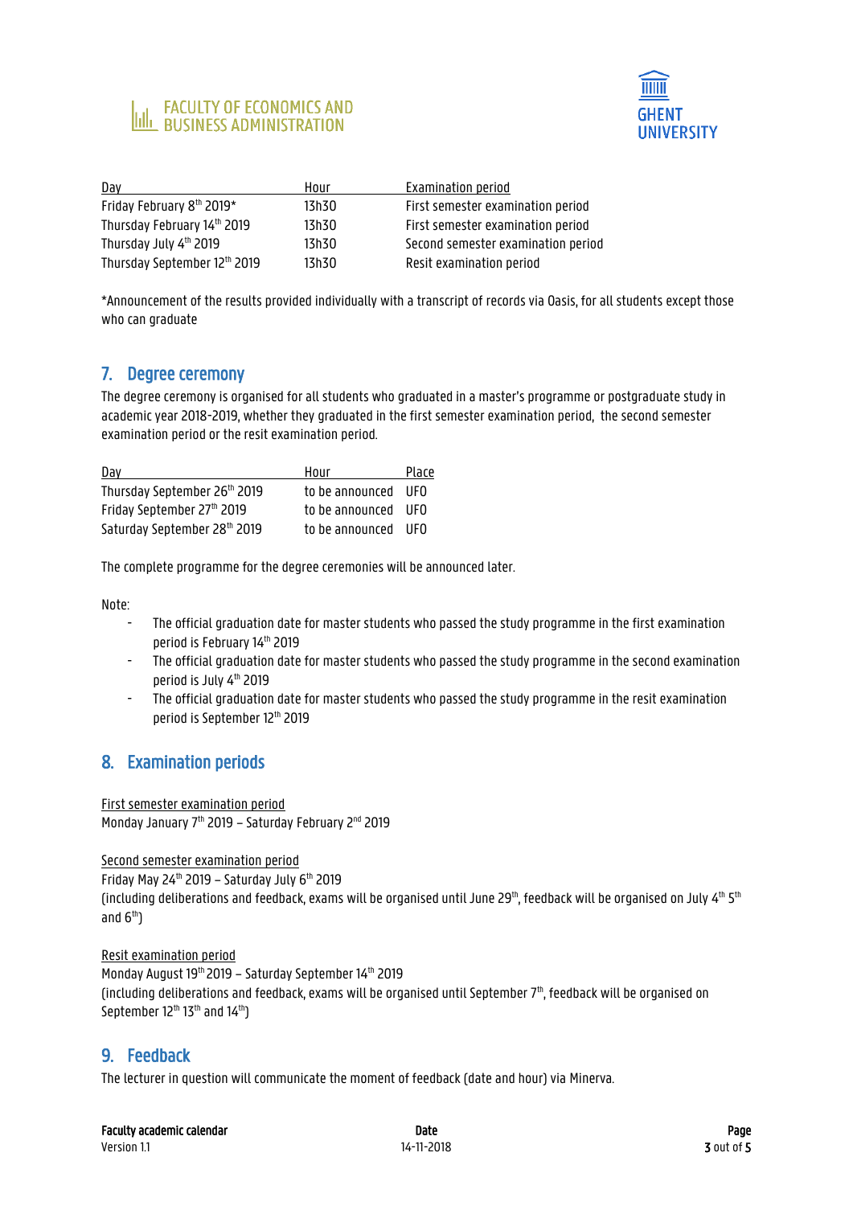| Day | Hour | Examination period |
| --- | --- | --- |
| Friday February 8th 2019* | 13h30 | First semester examination period |
| Thursday February 14th 2019 | 13h30 | First semester examination period |
| Thursday July 4th 2019 | 13h30 | Second semester examination period |
| Thursday September 12th 2019 | 13h30 | Resit examination period |

*Announcement of the results provided individually with a transcript of records via Oasis, for all students except those who can graduate

## 7. Degree ceremony

The degree ceremony is organised for all students who graduated in a master's programme or postgraduate study in academic year 2018-2019, whether they graduated in the first semester examination period, the second semester examination period or the resit examination period.

| Day | Hour | Place |
| --- | --- | --- |
| Thursday September 26th 2019 | to be announced | UFO |
| Friday September 27th 2019 | to be announced | UFO |
| Saturday September 28th 2019 | to be announced | UFO |

The complete programme for the degree ceremonies will be announced later.

Note:

- The official graduation date for master students who passed the study programme in the first examination period is February 14th 2019
- The official graduation date for master students who passed the study programme in the second examination period is July 4th 2019
- The official graduation date for master students who passed the study programme in the resit examination period is September 12th 2019

## 8. Examination periods

First semester examination period
Monday January 7th 2019 – Saturday February 2nd 2019

Second semester examination period
Friday May 24th 2019 – Saturday July 6th 2019
(including deliberations and feedback, exams will be organised until June 29th, feedback will be organised on July 4th 5th and 6th)

Resit examination period
Monday August 19th 2019 – Saturday September 14th 2019
(including deliberations and feedback, exams will be organised until September 7th, feedback will be organised on September 12th 13th and 14th)

## 9. Feedback

The lecturer in question will communicate the moment of feedback (date and hour) via Minerva.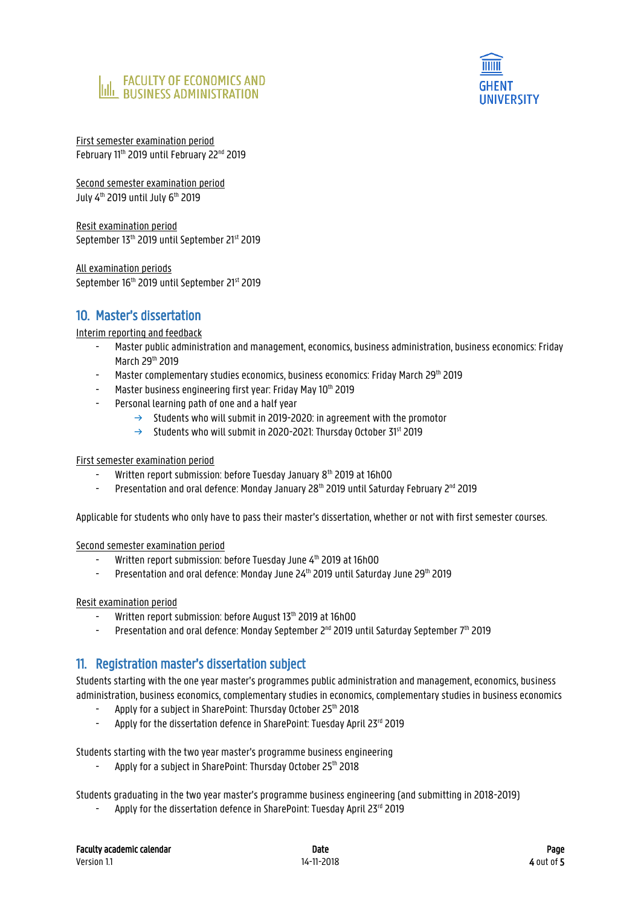First semester examination period
February 11th 2019 until February 22nd 2019

Second semester examination period
July 4th 2019 until July 6th 2019

Resit examination period
September 13th 2019 until September 21st 2019

All examination periods
September 16th 2019 until September 21st 2019

## 10. Master's dissertation

Interim reporting and feedback

- Master public administration and management, economics, business administration, business economics: Friday March 29th 2019
- Master complementary studies economics, business economics: Friday March 29th 2019
- Master business engineering first year: Friday May 10th 2019
- Personal learning path of one and a half year
  - → Students who will submit in 2019-2020: in agreement with the promotor
  - → Students who will submit in 2020-2021: Thursday October 31st 2019

First semester examination period

- Written report submission: before Tuesday January 8th 2019 at 16h00
- Presentation and oral defence: Monday January 28th 2019 until Saturday February 2nd 2019

Applicable for students who only have to pass their master's dissertation, whether or not with first semester courses.

Second semester examination period

- Written report submission: before Tuesday June 4th 2019 at 16h00
- Presentation and oral defence: Monday June 24th 2019 until Saturday June 29th 2019

Resit examination period

- Written report submission: before August 13th 2019 at 16h00
- Presentation and oral defence: Monday September 2nd 2019 until Saturday September 7th 2019

## 11. Registration master's dissertation subject

Students starting with the one year master's programmes public administration and management, economics, business administration, business economics, complementary studies in economics, complementary studies in business economics

- Apply for a subject in SharePoint: Thursday October 25th 2018
- Apply for the dissertation defence in SharePoint: Tuesday April 23rd 2019

Students starting with the two year master's programme business engineering

- Apply for a subject in SharePoint: Thursday October 25th 2018

Students graduating in the two year master's programme business engineering (and submitting in 2018-2019)

- Apply for the dissertation defence in SharePoint: Tuesday April 23rd 2019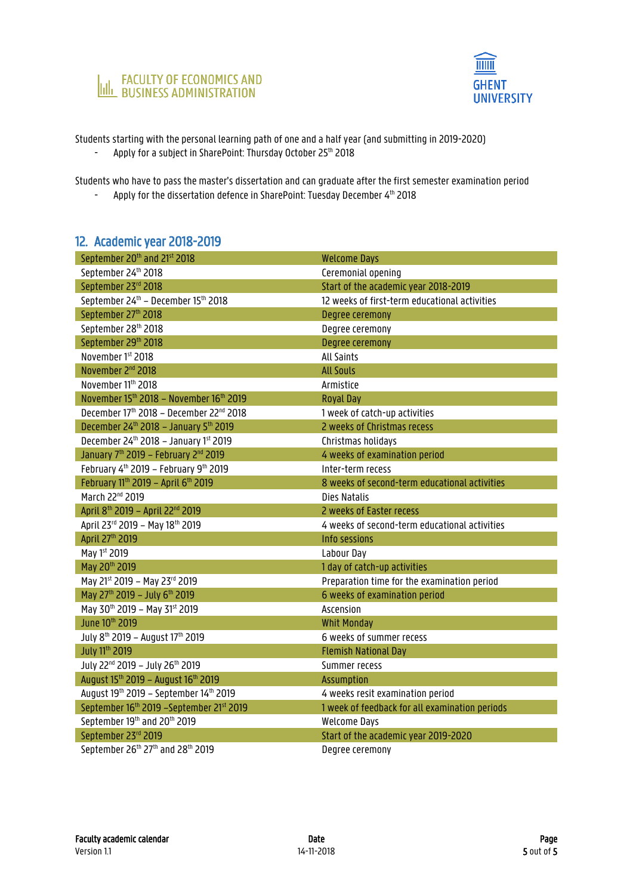Students starting with the personal learning path of one and a half year (and submitting in 2019-2020)

- Apply for a subject in SharePoint: Thursday October 25th 2018

Students who have to pass the master's dissertation and can graduate after the first semester examination period

- Apply for the dissertation defence in SharePoint: Tuesday December 4th 2018

## 12. Academic year 2018-2019

| | |
|---|---|
| September 20th and 21st 2018 | Welcome Days |
| September 24th 2018 | Ceremonial opening |
| September 23rd 2018 | Start of the academic year 2018-2019 |
| September 24th – December 15th 2018 | 12 weeks of first-term educational activities |
| September 27th 2018 | Degree ceremony |
| September 28th 2018 | Degree ceremony |
| September 29th 2018 | Degree ceremony |
| November 1st 2018 | All Saints |
| November 2nd 2018 | All Souls |
| November 11th 2018 | Armistice |
| November 15th 2018 – November 16th 2019 | Royal Day |
| December 17th 2018 – December 22nd 2018 | 1 week of catch-up activities |
| December 24th 2018 – January 5th 2019 | 2 weeks of Christmas recess |
| December 24th 2018 – January 1st 2019 | Christmas holidays |
| January 7th 2019 – February 2nd 2019 | 4 weeks of examination period |
| February 4th 2019 – February 9th 2019 | Inter-term recess |
| February 11th 2019 – April 6th 2019 | 8 weeks of second-term educational activities |
| March 22nd 2019 | Dies Natalis |
| April 8th 2019 – April 22nd 2019 | 2 weeks of Easter recess |
| April 23rd 2019 – May 18th 2019 | 4 weeks of second-term educational activities |
| April 27th 2019 | Info sessions |
| May 1st 2019 | Labour Day |
| May 20th 2019 | 1 day of catch-up activities |
| May 21st 2019 – May 23rd 2019 | Preparation time for the examination period |
| May 27th 2019 – July 6th 2019 | 6 weeks of examination period |
| May 30th 2019 – May 31st 2019 | Ascension |
| June 10th 2019 | Whit Monday |
| July 8th 2019 – August 17th 2019 | 6 weeks of summer recess |
| July 11th 2019 | Flemish National Day |
| July 22nd 2019 – July 26th 2019 | Summer recess |
| August 15th 2019 – August 16th 2019 | Assumption |
| August 19th 2019 – September 14th 2019 | 4 weeks resit examination period |
| September 16th 2019 –September 21st 2019 | 1 week of feedback for all examination periods |
| September 19th and 20th 2019 | Welcome Days |
| September 23rd 2019 | Start of the academic year 2019-2020 |
| September 26th 27th and 28th 2019 | Degree ceremony |